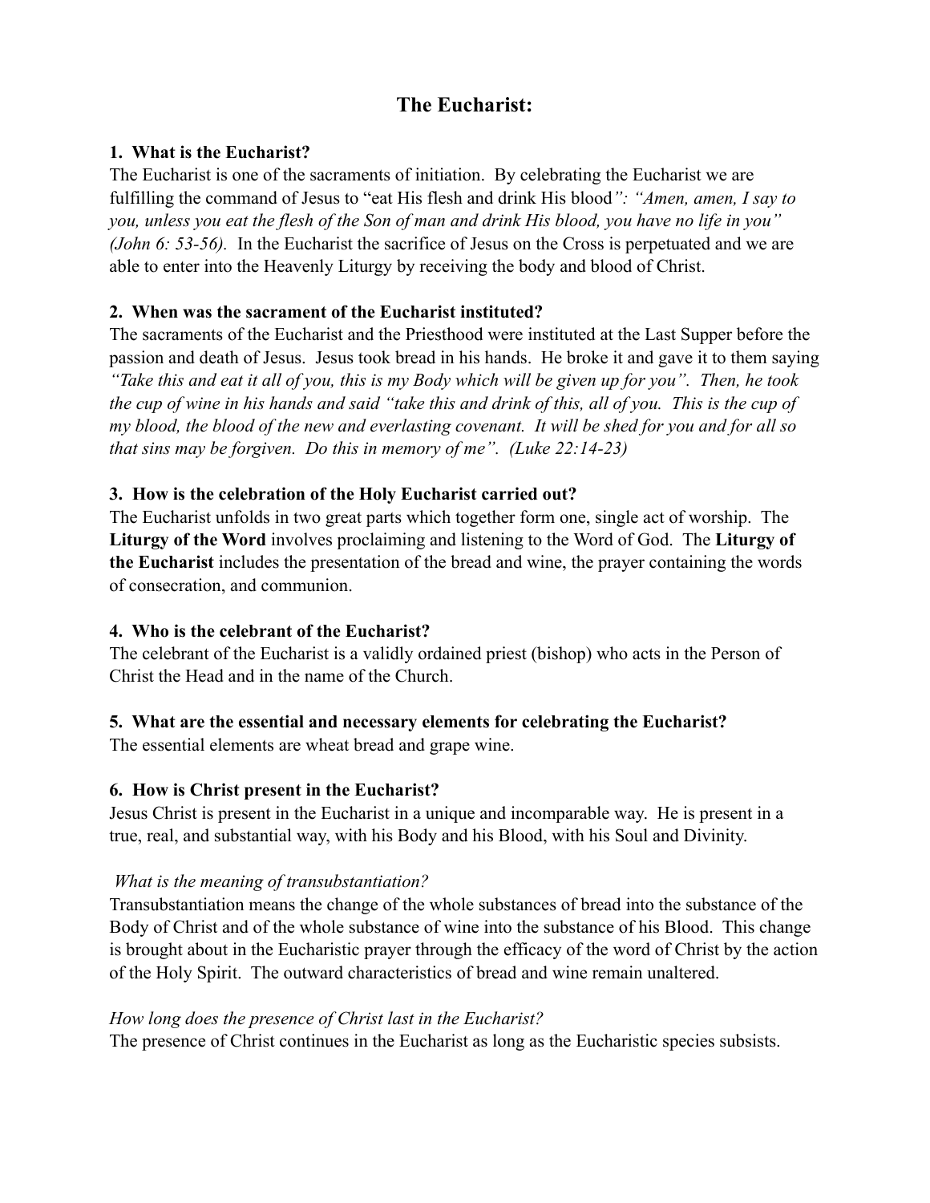# The Eucharist:

**1. What is the Eucharist?**

The Eucharist is one of the sacraments of initiation. By celebrating the Eucharist we are fulfilling the command of Jesus to "eat His flesh and drink His blood*": "Amen, amen, I say to you, unless you eat the flesh of the Son of man and drink His blood, you have no life in you" (John 6: 53-56).* In the Eucharist the sacrifice of Jesus on the Cross is perpetuated and we are able to enter into the Heavenly Liturgy by receiving the body and blood of Christ.

**2. When was the sacrament of the Eucharist instituted?**

The sacraments of the Eucharist and the Priesthood were instituted at the Last Supper before the passion and death of Jesus. Jesus took bread in his hands. He broke it and gave it to them saying *"Take this and eat it all of you, this is my Body which will be given up for you". Then, he took the cup of wine in his hands and said "take this and drink of this, all of you. This is the cup of my blood, the blood of the new and everlasting covenant. It will be shed for you and for all so that sins may be forgiven. Do this in memory of me". (Luke 22:14-23)*

**3. How is the celebration of the Holy Eucharist carried out?**

The Eucharist unfolds in two great parts which together form one, single act of worship. The **Liturgy of the Word** involves proclaiming and listening to the Word of God. The **Liturgy of the Eucharist** includes the presentation of the bread and wine, the prayer containing the words of consecration, and communion.

**4. Who is the celebrant of the Eucharist?**

The celebrant of the Eucharist is a validly ordained priest (bishop) who acts in the Person of Christ the Head and in the name of the Church.

**5. What are the essential and necessary elements for celebrating the Eucharist?**

The essential elements are wheat bread and grape wine.

**6. How is Christ present in the Eucharist?**

Jesus Christ is present in the Eucharist in a unique and incomparable way. He is present in a true, real, and substantial way, with his Body and his Blood, with his Soul and Divinity.

*What is the meaning of transubstantiation?*

Transubstantiation means the change of the whole substances of bread into the substance of the Body of Christ and of the whole substance of wine into the substance of his Blood. This change is brought about in the Eucharistic prayer through the efficacy of the word of Christ by the action of the Holy Spirit. The outward characteristics of bread and wine remain unaltered.

*How long does the presence of Christ last in the Eucharist?*

The presence of Christ continues in the Eucharist as long as the Eucharistic species subsists.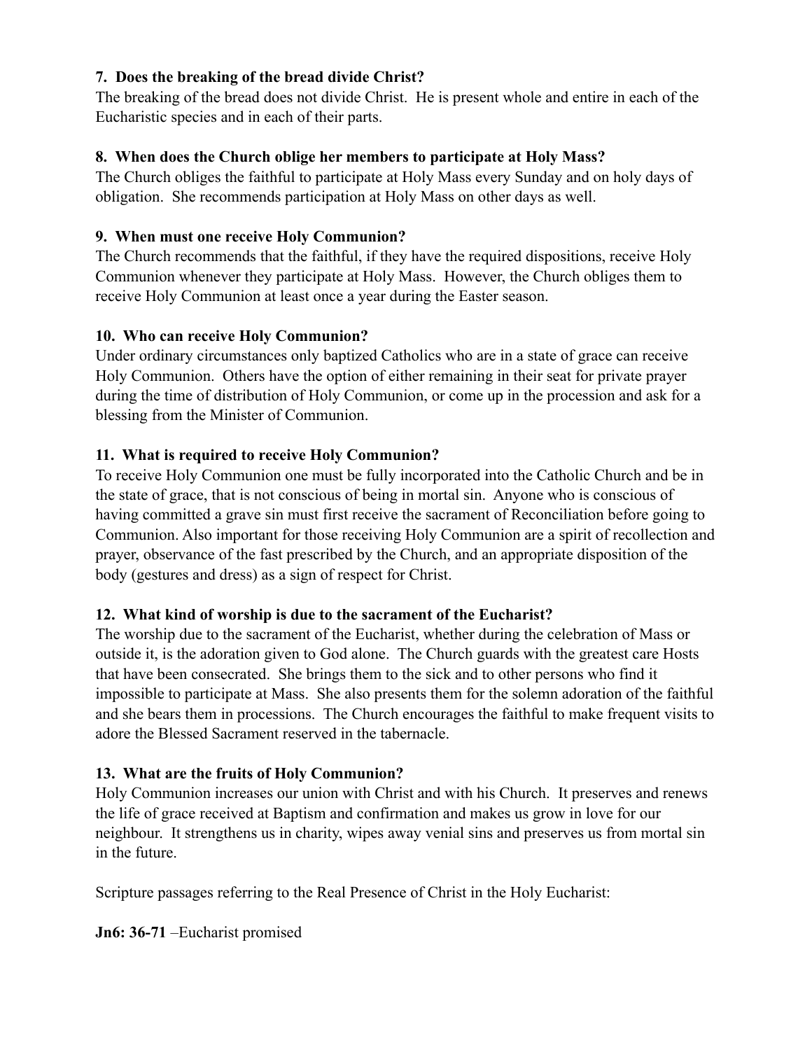**7. Does the breaking of the bread divide Christ?**

The breaking of the bread does not divide Christ. He is present whole and entire in each of the Eucharistic species and in each of their parts.

**8. When does the Church oblige her members to participate at Holy Mass?**

The Church obliges the faithful to participate at Holy Mass every Sunday and on holy days of obligation. She recommends participation at Holy Mass on other days as well.

**9. When must one receive Holy Communion?**

The Church recommends that the faithful, if they have the required dispositions, receive Holy Communion whenever they participate at Holy Mass. However, the Church obliges them to receive Holy Communion at least once a year during the Easter season.

**10. Who can receive Holy Communion?**

Under ordinary circumstances only baptized Catholics who are in a state of grace can receive Holy Communion. Others have the option of either remaining in their seat for private prayer during the time of distribution of Holy Communion, or come up in the procession and ask for a blessing from the Minister of Communion.

**11. What is required to receive Holy Communion?**

To receive Holy Communion one must be fully incorporated into the Catholic Church and be in the state of grace, that is not conscious of being in mortal sin. Anyone who is conscious of having committed a grave sin must first receive the sacrament of Reconciliation before going to Communion. Also important for those receiving Holy Communion are a spirit of recollection and prayer, observance of the fast prescribed by the Church, and an appropriate disposition of the body (gestures and dress) as a sign of respect for Christ.

**12. What kind of worship is due to the sacrament of the Eucharist?**

The worship due to the sacrament of the Eucharist, whether during the celebration of Mass or outside it, is the adoration given to God alone. The Church guards with the greatest care Hosts that have been consecrated. She brings them to the sick and to other persons who find it impossible to participate at Mass. She also presents them for the solemn adoration of the faithful and she bears them in processions. The Church encourages the faithful to make frequent visits to adore the Blessed Sacrament reserved in the tabernacle.

**13. What are the fruits of Holy Communion?**

Holy Communion increases our union with Christ and with his Church. It preserves and renews the life of grace received at Baptism and confirmation and makes us grow in love for our neighbour. It strengthens us in charity, wipes away venial sins and preserves us from mortal sin in the future.

Scripture passages referring to the Real Presence of Christ in the Holy Eucharist:

**Jn6: 36-71** –Eucharist promised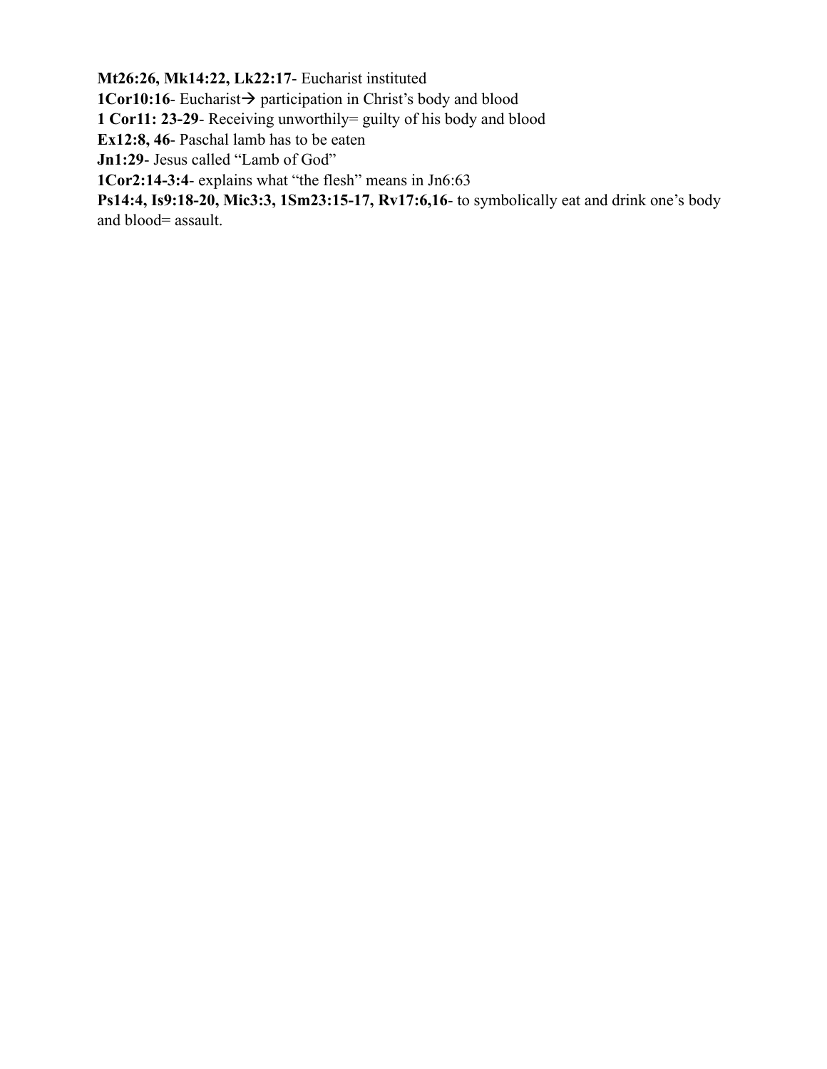**Mt26:26, Mk14:22, Lk22:17**- Eucharist instituted

**1Cor10:16**- Eucharist→ participation in Christ's body and blood

**1 Cor11: 23-29**- Receiving unworthily= guilty of his body and blood

**Ex12:8, 46**- Paschal lamb has to be eaten

**Jn1:29**- Jesus called "Lamb of God"

**1Cor2:14-3:4**- explains what "the flesh" means in Jn6:63

**Ps14:4, Is9:18-20, Mic3:3, 1Sm23:15-17, Rv17:6,16**- to symbolically eat and drink one's body and blood= assault.